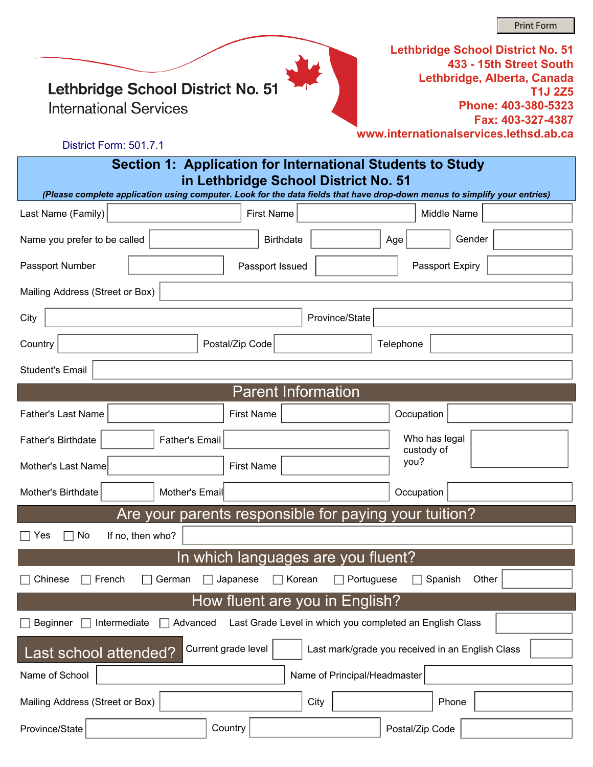Print Form

**Lethbridge School District No. 51**
International Services

**Lethbridge School District No. 51**
**433 - 15th Street South**
**Lethbridge, Alberta, Canada**
**T1J 2Z5**
**Phone: 403-380-5323**
**Fax: 403-327-4387**
**www.internationalservices.lethsd.ab.ca**

District Form: 501.7.1

## Section 1: Application for International Students to Study in Lethbridge School District No. 51

***(Please complete application using computer. Look for the data fields that have drop-down menus to simplify your entries)***

Last Name (Family) ______ First Name ______ Middle Name ______

Name you prefer to be called ______ Birthdate ______ Age ______ Gender ______

Passport Number ______ Passport Issued ______ Passport Expiry ______

Mailing Address (Street or Box) ______

City ______ Province/State ______

Country ______ Postal/Zip Code ______ Telephone ______

Student's Email ______

## Parent Information

Father's Last Name ______ First Name ______ Occupation ______

Father's Birthdate ______ Father's Email ______

Who has legal custody of you? ______

Mother's Last Name ______ First Name ______

Mother's Birthdate ______ Mother's Email ______ Occupation ______

## Are your parents responsible for paying your tuition?

☐ Yes ☐ No If no, then who? ______

## In which languages are you fluent?

☐ Chinese ☐ French ☐ German ☐ Japanese ☐ Korean ☐ Portuguese ☐ Spanish Other ______

## How fluent are you in English?

☐ Beginner ☐ Intermediate ☐ Advanced Last Grade Level in which you completed an English Class ______

## Last school attended?

Current grade level ______ Last mark/grade you received in an English Class ______

Name of School ______ Name of Principal/Headmaster ______

Mailing Address (Street or Box) ______ City ______ Phone ______

Province/State ______ Country ______ Postal/Zip Code ______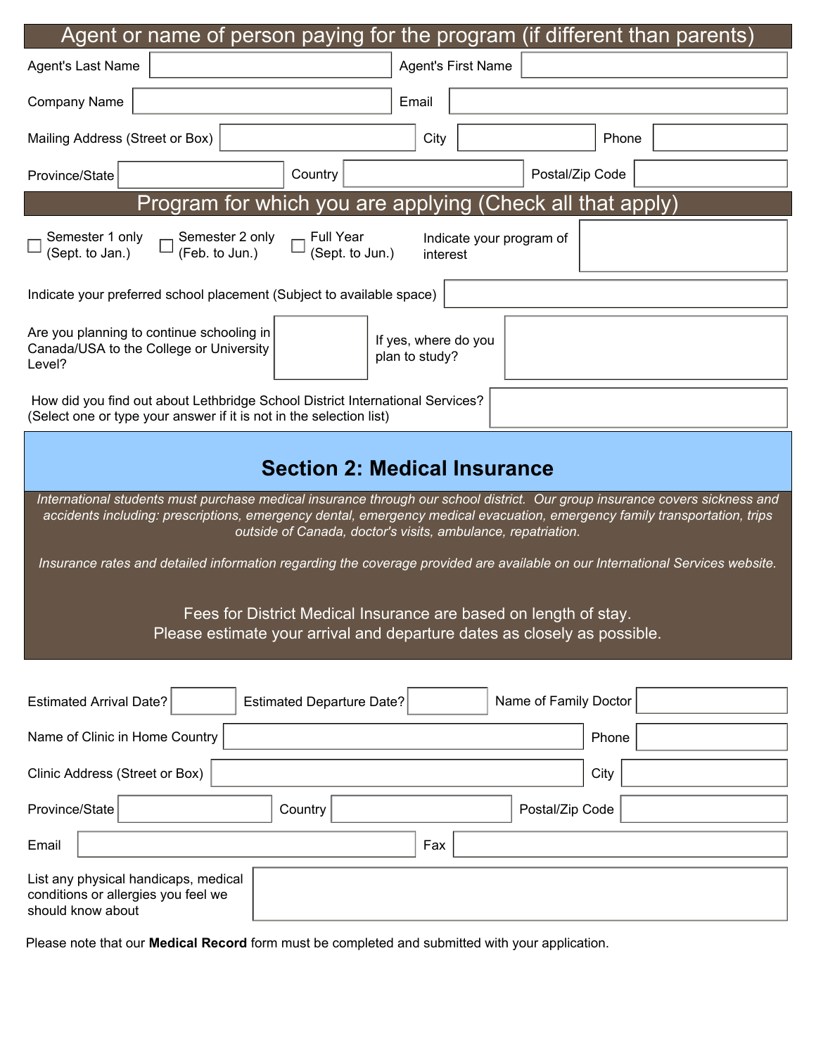## Agent or name of person paying for the program (if different than parents)

Agent's Last Name ______ Agent's First Name ______

Company Name ______ Email ______

Mailing Address (Street or Box) ______ City ______ Phone ______

Province/State ______ Country ______ Postal/Zip Code ______

## Program for which you are applying (Check all that apply)

☐ Semester 1 only (Sept. to Jan.) ☐ Semester 2 only (Feb. to Jun.) ☐ Full Year (Sept. to Jun.)

Indicate your program of interest ______

Indicate your preferred school placement (Subject to available space) ______

Are you planning to continue schooling in Canada/USA to the College or University Level? ______

If yes, where do you plan to study? ______

How did you find out about Lethbridge School District International Services? (Select one or type your answer if it is not in the selection list) ______

# Section 2: Medical Insurance

*International students must purchase medical insurance through our school district. Our group insurance covers sickness and accidents including: prescriptions, emergency dental, emergency medical evacuation, emergency family transportation, trips outside of Canada, doctor's visits, ambulance, repatriation.*

*Insurance rates and detailed information regarding the coverage provided are available on our International Services website.*

Fees for District Medical Insurance are based on length of stay.
Please estimate your arrival and departure dates as closely as possible.

Estimated Arrival Date? ______ Estimated Departure Date? ______ Name of Family Doctor ______

Name of Clinic in Home Country ______ Phone ______

Clinic Address (Street or Box) ______ City ______

Province/State ______ Country ______ Postal/Zip Code ______

Email ______ Fax ______

List any physical handicaps, medical conditions or allergies you feel we should know about ______

Please note that our **Medical Record** form must be completed and submitted with your application.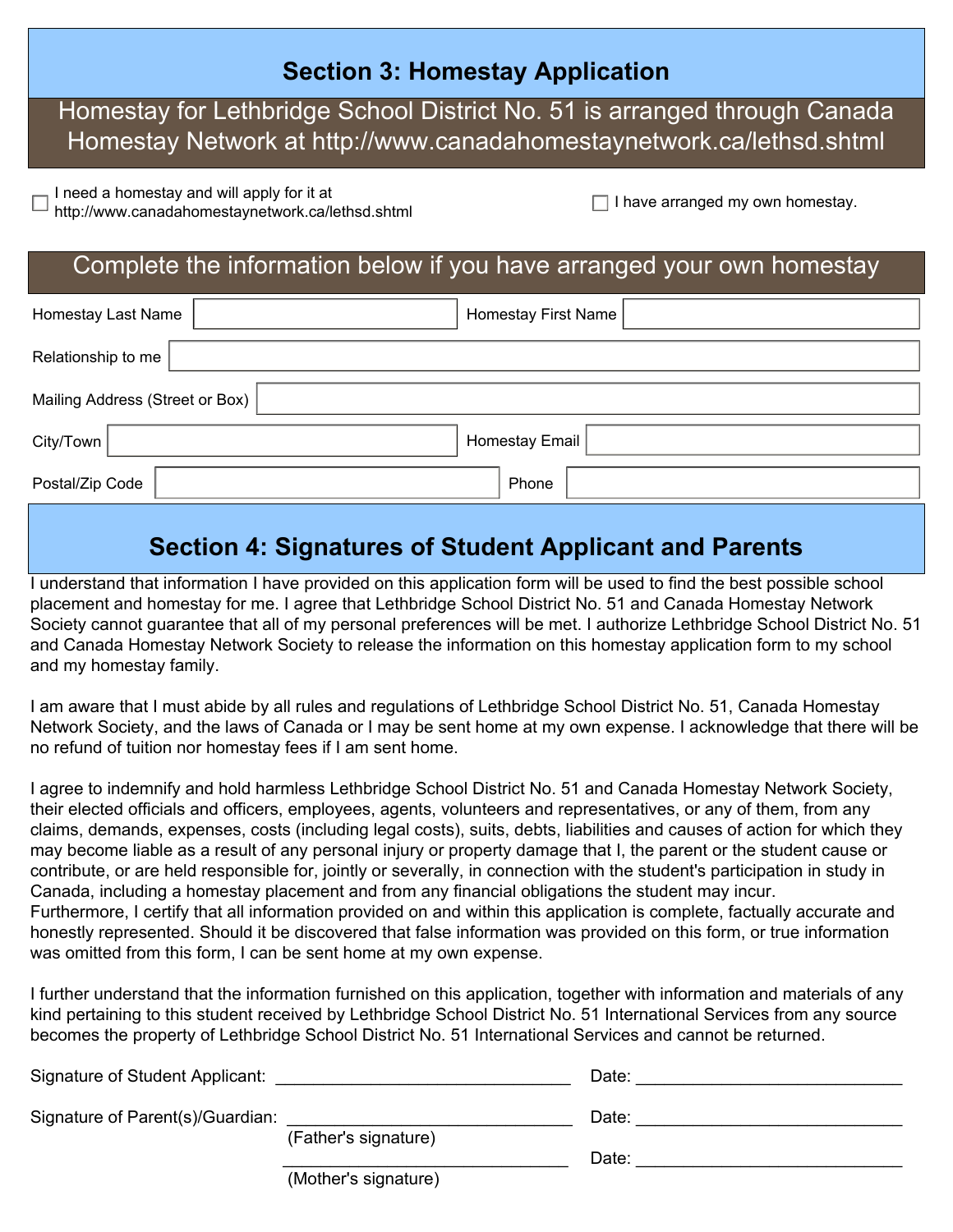## Section 3: Homestay Application

Homestay for Lethbridge School District No. 51 is arranged through Canada Homestay Network at http://www.canadahomestaynetwork.ca/lethsd.shtml

☐ I need a homestay and will apply for it at http://www.canadahomestaynetwork.ca/lethsd.shtml

☐ I have arranged my own homestay.

### Complete the information below if you have arranged your own homestay

| | | | |
|---|---|---|---|
| Homestay Last Name | | Homestay First Name | |
| Relationship to me | | | |
| Mailing Address (Street or Box) | | | |
| City/Town | | Homestay Email | |
| Postal/Zip Code | | Phone | |

## Section 4: Signatures of Student Applicant and Parents

I understand that information I have provided on this application form will be used to find the best possible school placement and homestay for me. I agree that Lethbridge School District No. 51 and Canada Homestay Network Society cannot guarantee that all of my personal preferences will be met. I authorize Lethbridge School District No. 51 and Canada Homestay Network Society to release the information on this homestay application form to my school and my homestay family.

I am aware that I must abide by all rules and regulations of Lethbridge School District No. 51, Canada Homestay Network Society, and the laws of Canada or I may be sent home at my own expense. I acknowledge that there will be no refund of tuition nor homestay fees if I am sent home.

I agree to indemnify and hold harmless Lethbridge School District No. 51 and Canada Homestay Network Society, their elected officials and officers, employees, agents, volunteers and representatives, or any of them, from any claims, demands, expenses, costs (including legal costs), suits, debts, liabilities and causes of action for which they may become liable as a result of any personal injury or property damage that I, the parent or the student cause or contribute, or are held responsible for, jointly or severally, in connection with the student's participation in study in Canada, including a homestay placement and from any financial obligations the student may incur.
Furthermore, I certify that all information provided on and within this application is complete, factually accurate and honestly represented. Should it be discovered that false information was provided on this form, or true information was omitted from this form, I can be sent home at my own expense.

I further understand that the information furnished on this application, together with information and materials of any kind pertaining to this student received by Lethbridge School District No. 51 International Services from any source becomes the property of Lethbridge School District No. 51 International Services and cannot be returned.

Signature of Student Applicant: ______________________________ Date: ___________________________

Signature of Parent(s)/Guardian: ______________________________ Date: ___________________________
(Father's signature)

______________________________ Date: ___________________________
(Mother's signature)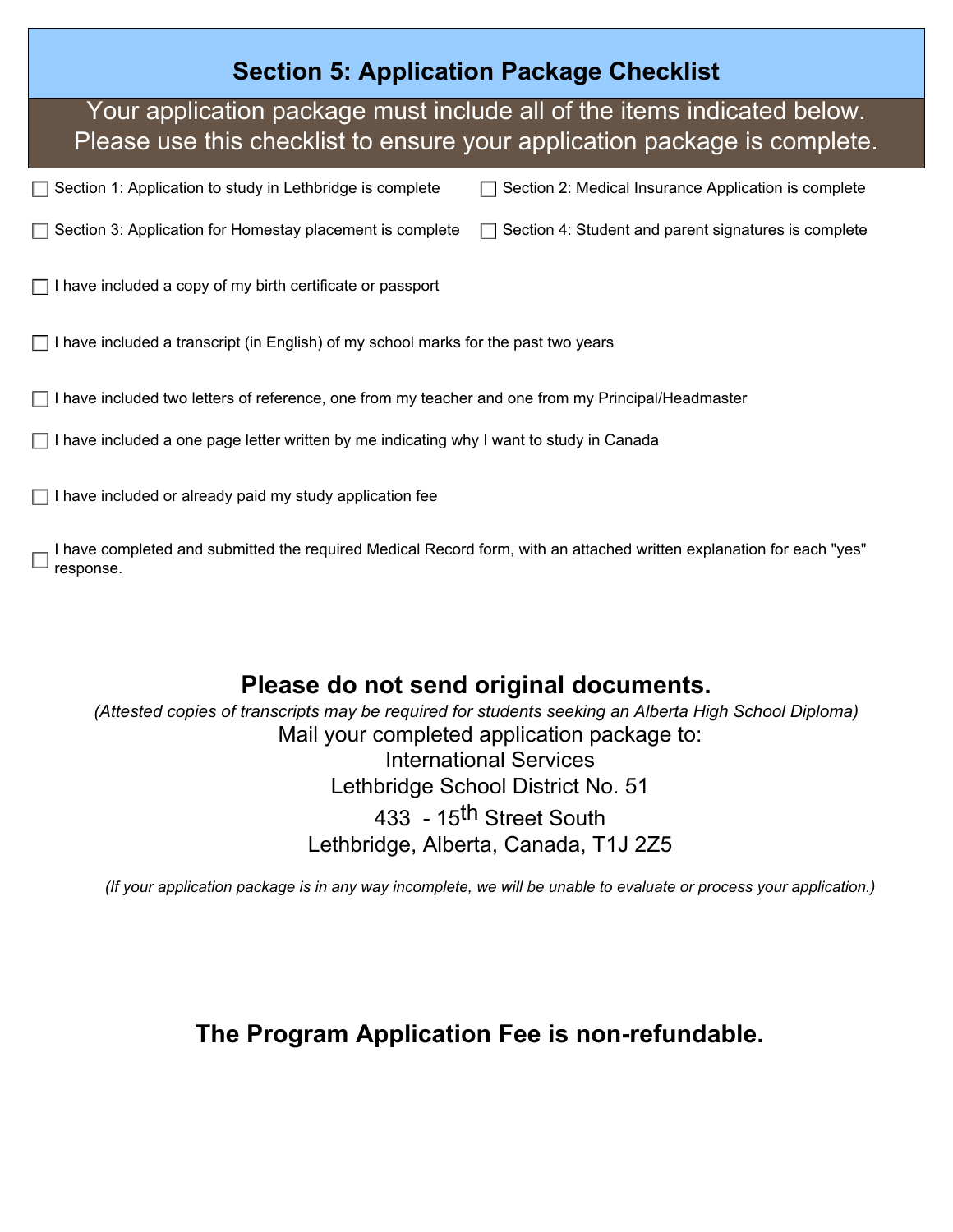## Section 5: Application Package Checklist

Your application package must include all of the items indicated below. Please use this checklist to ensure your application package is complete.

- ☐ Section 1: Application to study in Lethbridge is complete
- ☐ Section 2: Medical Insurance Application is complete
- ☐ Section 3: Application for Homestay placement is complete
- ☐ Section 4: Student and parent signatures is complete
- ☐ I have included a copy of my birth certificate or passport
- ☐ I have included a transcript (in English) of my school marks for the past two years
- ☐ I have included two letters of reference, one from my teacher and one from my Principal/Headmaster
- ☐ I have included a one page letter written by me indicating why I want to study in Canada
- ☐ I have included or already paid my study application fee
- ☐ I have completed and submitted the required Medical Record form, with an attached written explanation for each "yes" response.

**Please do not send original documents.**

*(Attested copies of transcripts may be required for students seeking an Alberta High School Diploma)*

Mail your completed application package to:

International Services
Lethbridge School District No. 51
433 - 15th Street South
Lethbridge, Alberta, Canada, T1J 2Z5

*(If your application package is in any way incomplete, we will be unable to evaluate or process your application.)*

**The Program Application Fee is non-refundable.**